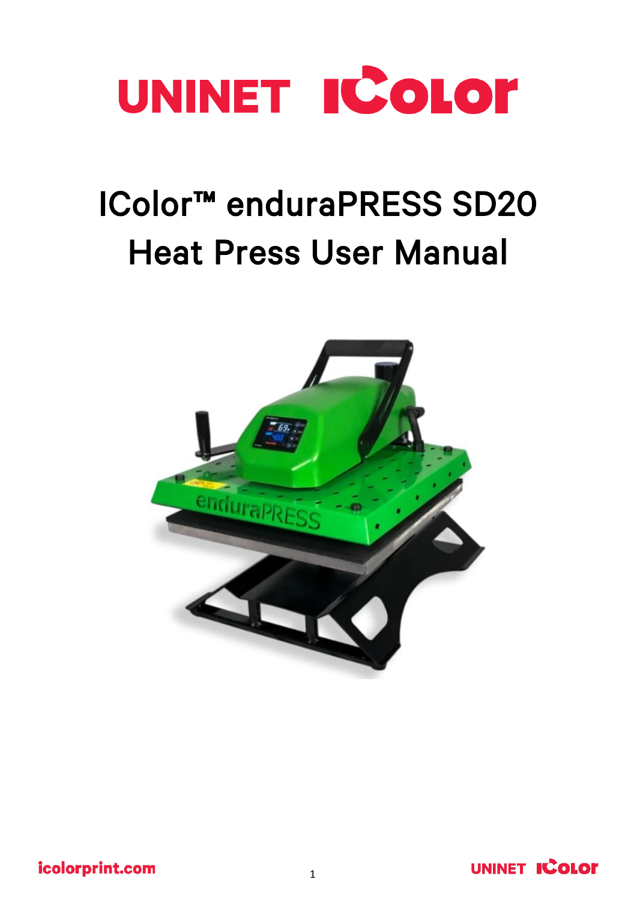UNINET ICOLOR

# IColor™ enduraPRESS SD20 Heat Press User Manual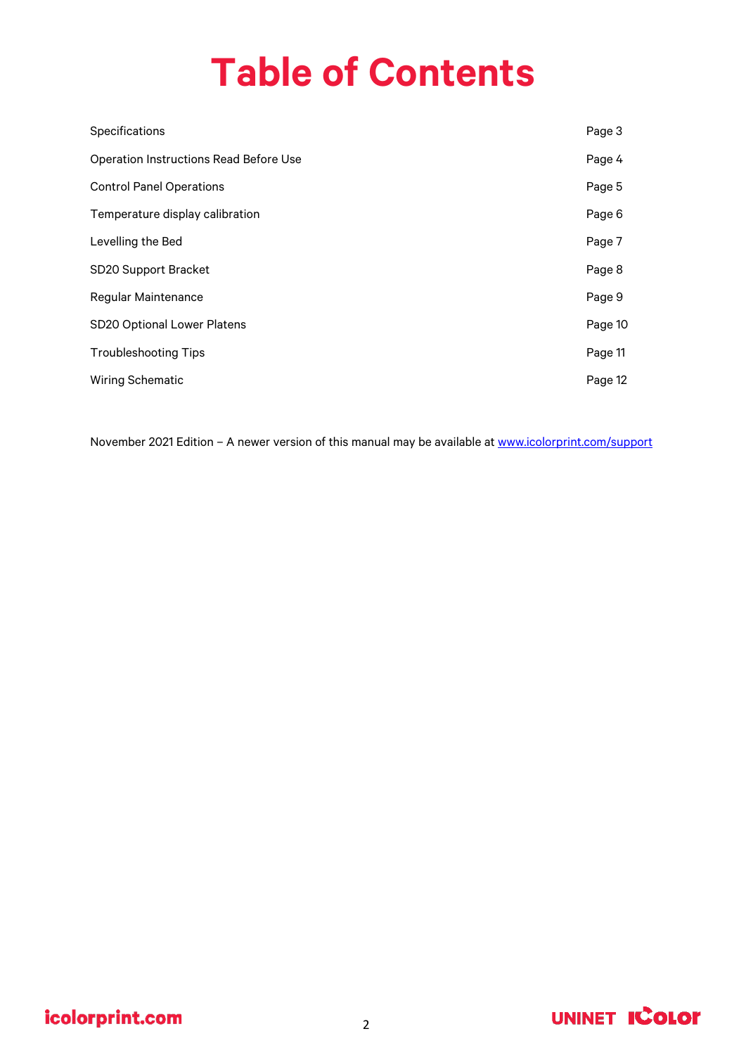# Table of Contents

| | |
|---|---|
| Specifications | Page 3 |
| Operation Instructions Read Before Use | Page 4 |
| Control Panel Operations | Page 5 |
| Temperature display calibration | Page 6 |
| Levelling the Bed | Page 7 |
| SD20 Support Bracket | Page 8 |
| Regular Maintenance | Page 9 |
| SD20 Optional Lower Platens | Page 10 |
| Troubleshooting Tips | Page 11 |
| Wiring Schematic | Page 12 |

November 2021 Edition – A newer version of this manual may be available at www.icolorprint.com/support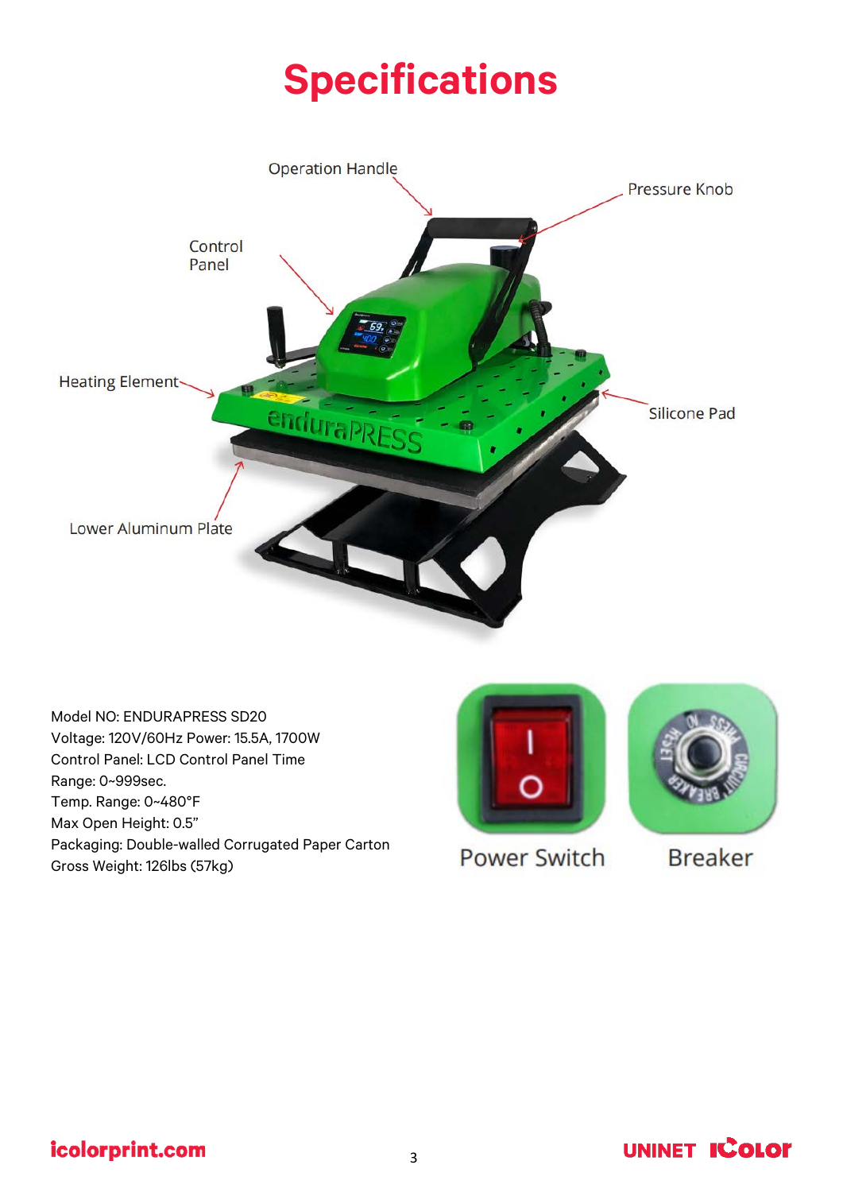# Specifications

Operation Handle

Pressure Knob

Control Panel

Heating Element

Silicone Pad

Lower Aluminum Plate

Model NO: ENDURAPRESS SD20
Voltage: 120V/60Hz Power: 15.5A, 1700W
Control Panel: LCD Control Panel Time
Range: 0~999sec.
Temp. Range: 0~480°F
Max Open Height: 0.5"
Packaging: Double-walled Corrugated Paper Carton
Gross Weight: 126lbs (57kg)

Power Switch

Breaker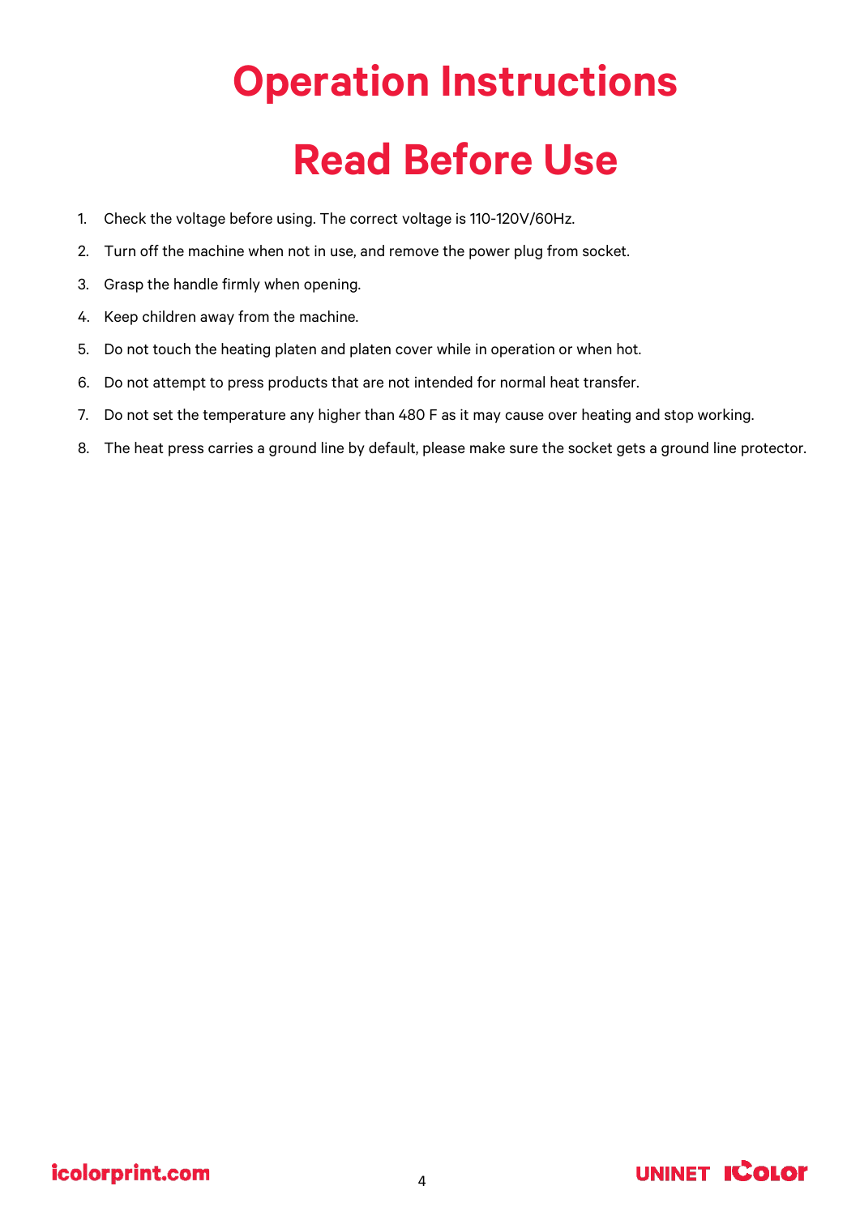# Operation Instructions

# Read Before Use

1. Check the voltage before using. The correct voltage is 110-120V/60Hz.
2. Turn off the machine when not in use, and remove the power plug from socket.
3. Grasp the handle firmly when opening.
4. Keep children away from the machine.
5. Do not touch the heating platen and platen cover while in operation or when hot.
6. Do not attempt to press products that are not intended for normal heat transfer.
7. Do not set the temperature any higher than 480 F as it may cause over heating and stop working.
8. The heat press carries a ground line by default, please make sure the socket gets a ground line protector.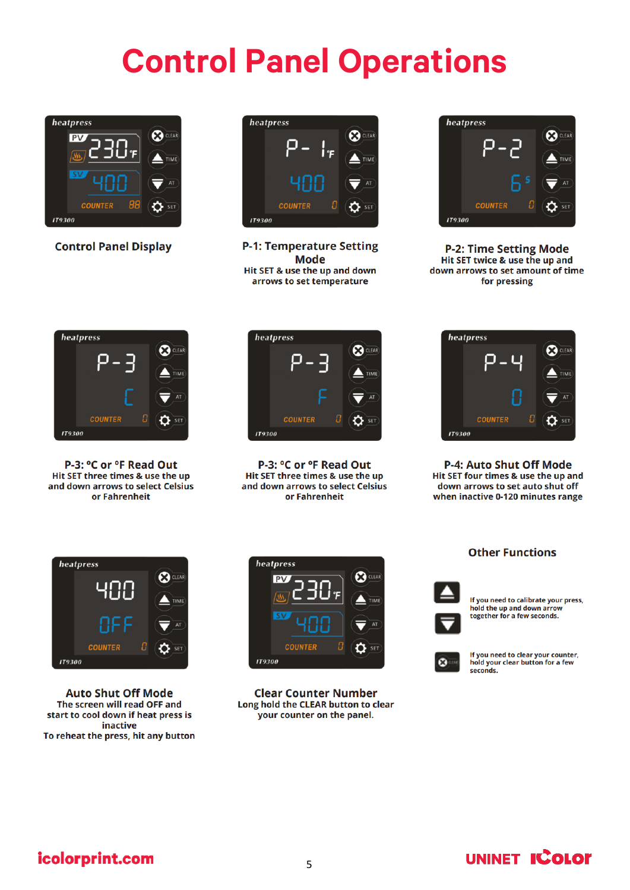# Control Panel Operations

**Control Panel Display**

**P-1: Temperature Setting Mode**
Hit SET & use the up and down arrows to set temperature

**P-2: Time Setting Mode**
Hit SET twice & use the up and down arrows to set amount of time for pressing

**P-3: °C or °F Read Out**
Hit SET three times & use the up and down arrows to select Celsius or Fahrenheit

**P-3: °C or °F Read Out**
Hit SET three times & use the up and down arrows to select Celsius or Fahrenheit

**P-4: Auto Shut Off Mode**
Hit SET four times & use the up and down arrows to set auto shut off when inactive 0-120 minutes range

**Auto Shut Off Mode**
The screen will read OFF and start to cool down if heat press is inactive
To reheat the press, hit any button

**Clear Counter Number**
Long hold the CLEAR button to clear your counter on the panel.

## Other Functions

If you need to calibrate your press, hold the up and down arrow together for a few seconds.

If you need to clear your counter, hold your clear button for a few seconds.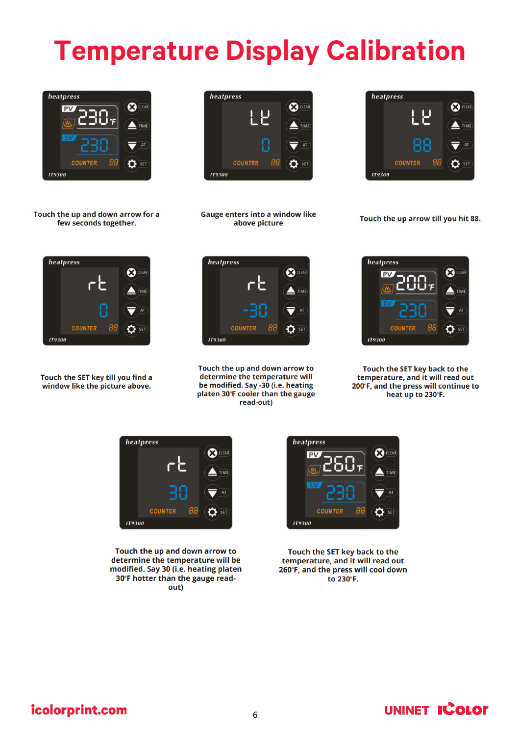# Temperature Display Calibration

Touch the up and down arrow for a few seconds together.

Gauge enters into a window like above picture

Touch the up arrow till you hit 88.

Touch the SET key till you find a window like the picture above.

Touch the up and down arrow to determine the temperature will be modified. Say -30 (i.e. heating platen 30°F cooler than the gauge read-out)

Touch the SET key back to the temperature, and it will read out 200°F, and the press will continue to heat up to 230°F.

Touch the up and down arrow to determine the temperature will be modified. Say 30 (i.e. heating platen 30°F hotter than the gauge read-out)

Touch the SET key back to the temperature, and it will read out 260°F, and the press will cool down to 230°F.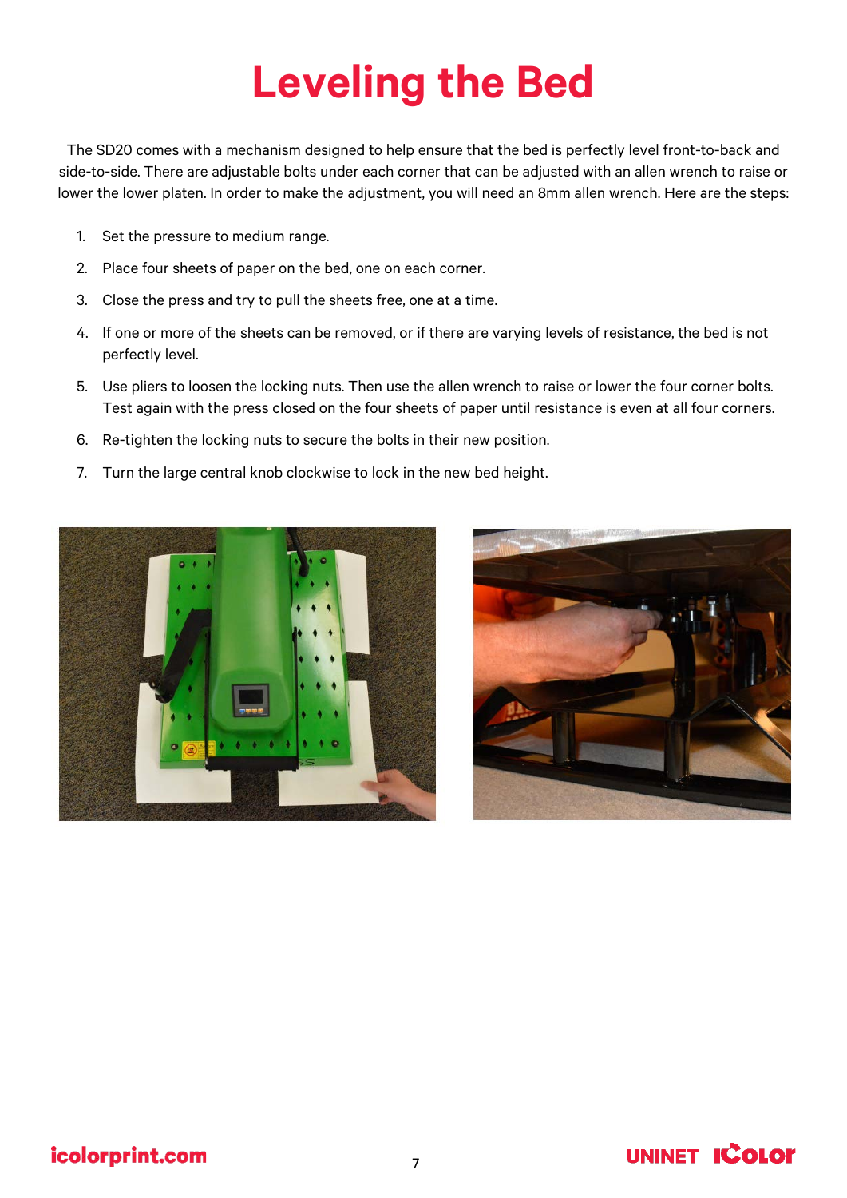# Leveling the Bed

The SD20 comes with a mechanism designed to help ensure that the bed is perfectly level front-to-back and side-to-side. There are adjustable bolts under each corner that can be adjusted with an allen wrench to raise or lower the lower platen. In order to make the adjustment, you will need an 8mm allen wrench. Here are the steps:

1. Set the pressure to medium range.
2. Place four sheets of paper on the bed, one on each corner.
3. Close the press and try to pull the sheets free, one at a time.
4. If one or more of the sheets can be removed, or if there are varying levels of resistance, the bed is not perfectly level.
5. Use pliers to loosen the locking nuts. Then use the allen wrench to raise or lower the four corner bolts. Test again with the press closed on the four sheets of paper until resistance is even at all four corners.
6. Re-tighten the locking nuts to secure the bolts in their new position.
7. Turn the large central knob clockwise to lock in the new bed height.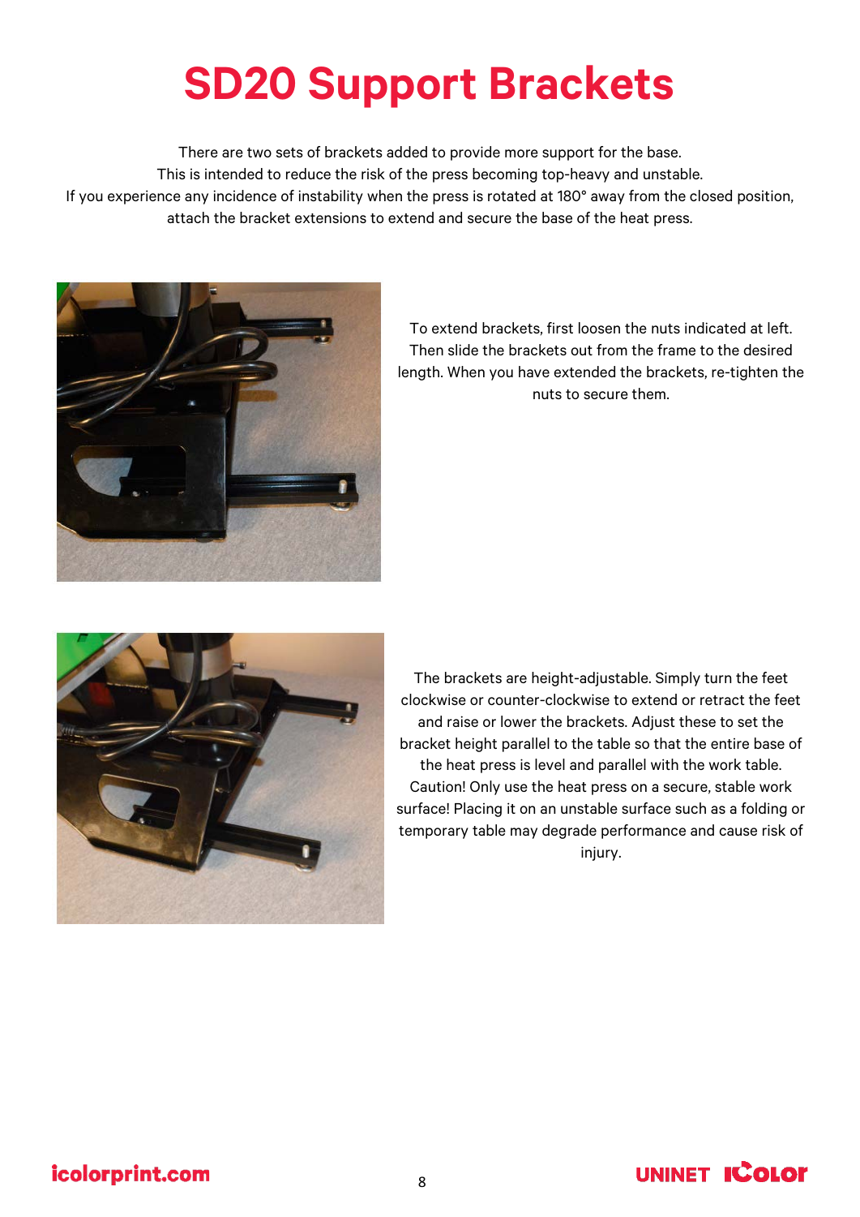# SD20 Support Brackets

There are two sets of brackets added to provide more support for the base.
This is intended to reduce the risk of the press becoming top-heavy and unstable.
If you experience any incidence of instability when the press is rotated at 180° away from the closed position, attach the bracket extensions to extend and secure the base of the heat press.

To extend brackets, first loosen the nuts indicated at left. Then slide the brackets out from the frame to the desired length. When you have extended the brackets, re-tighten the nuts to secure them.

The brackets are height-adjustable. Simply turn the feet clockwise or counter-clockwise to extend or retract the feet and raise or lower the brackets. Adjust these to set the bracket height parallel to the table so that the entire base of the heat press is level and parallel with the work table. Caution! Only use the heat press on a secure, stable work surface! Placing it on an unstable surface such as a folding or temporary table may degrade performance and cause risk of injury.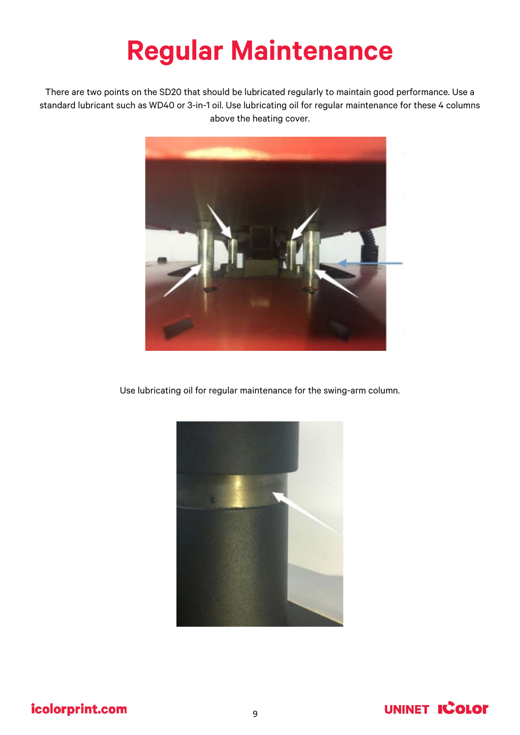# Regular Maintenance

There are two points on the SD20 that should be lubricated regularly to maintain good performance. Use a standard lubricant such as WD40 or 3-in-1 oil. Use lubricating oil for regular maintenance for these 4 columns above the heating cover.

Use lubricating oil for regular maintenance for the swing-arm column.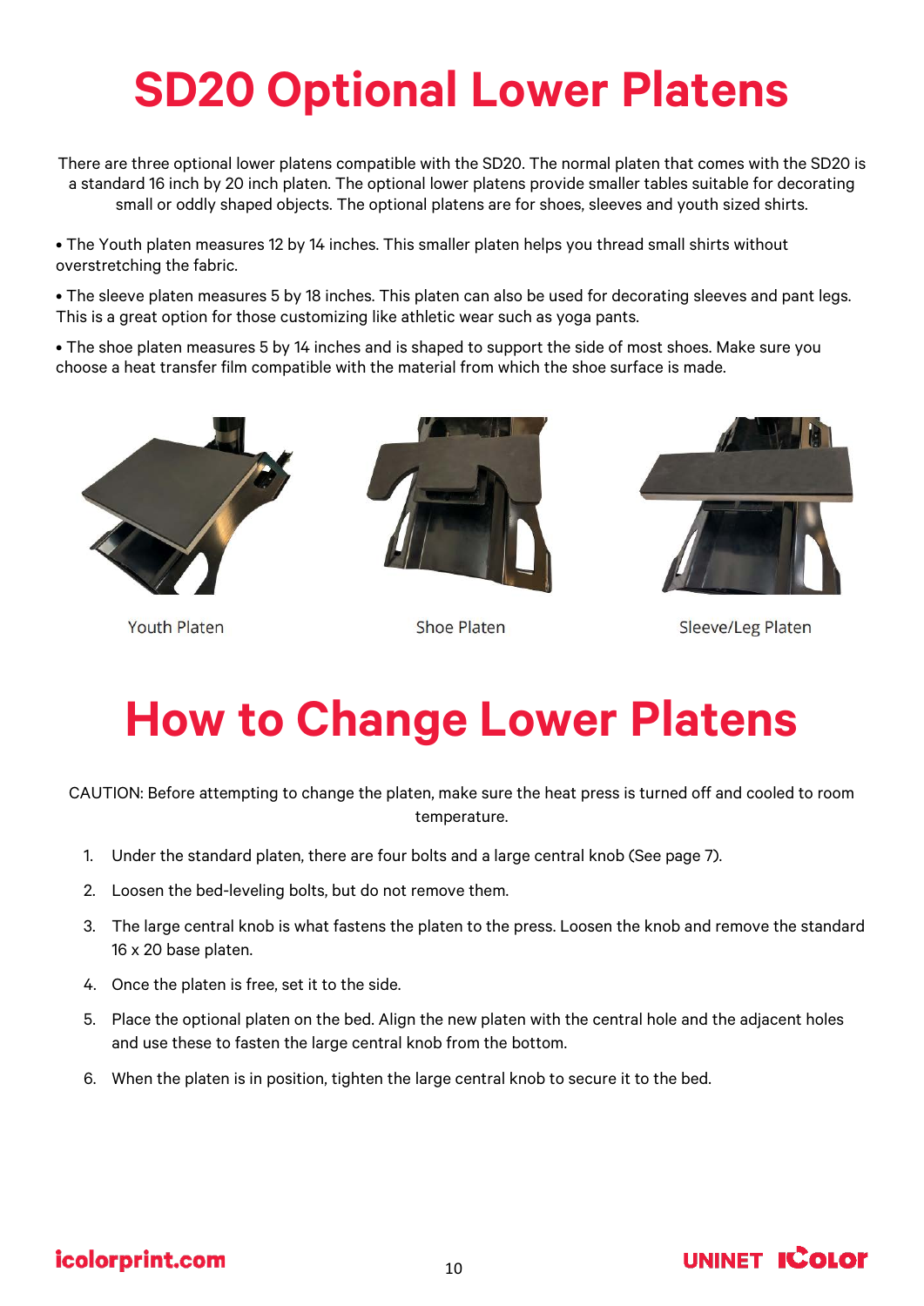# SD20 Optional Lower Platens

There are three optional lower platens compatible with the SD20. The normal platen that comes with the SD20 is a standard 16 inch by 20 inch platen. The optional lower platens provide smaller tables suitable for decorating small or oddly shaped objects. The optional platens are for shoes, sleeves and youth sized shirts.

- The Youth platen measures 12 by 14 inches. This smaller platen helps you thread small shirts without overstretching the fabric.
- The sleeve platen measures 5 by 18 inches. This platen can also be used for decorating sleeves and pant legs. This is a great option for those customizing like athletic wear such as yoga pants.
- The shoe platen measures 5 by 14 inches and is shaped to support the side of most shoes. Make sure you choose a heat transfer film compatible with the material from which the shoe surface is made.

Youth Platen

Shoe Platen

Sleeve/Leg Platen

# How to Change Lower Platens

CAUTION: Before attempting to change the platen, make sure the heat press is turned off and cooled to room temperature.

1. Under the standard platen, there are four bolts and a large central knob (See page 7).
2. Loosen the bed-leveling bolts, but do not remove them.
3. The large central knob is what fastens the platen to the press. Loosen the knob and remove the standard 16 x 20 base platen.
4. Once the platen is free, set it to the side.
5. Place the optional platen on the bed. Align the new platen with the central hole and the adjacent holes and use these to fasten the large central knob from the bottom.
6. When the platen is in position, tighten the large central knob to secure it to the bed.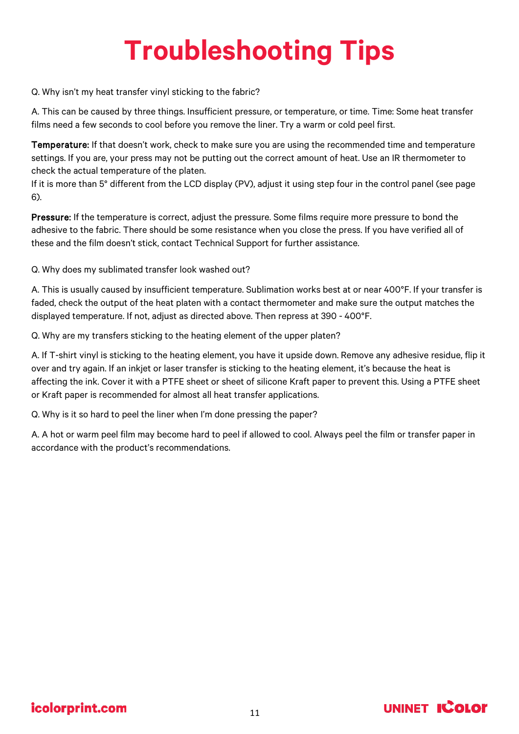# Troubleshooting Tips

Q. Why isn't my heat transfer vinyl sticking to the fabric?

A. This can be caused by three things. Insufficient pressure, or temperature, or time. Time: Some heat transfer films need a few seconds to cool before you remove the liner. Try a warm or cold peel first.

**Temperature:** If that doesn't work, check to make sure you are using the recommended time and temperature settings. If you are, your press may not be putting out the correct amount of heat. Use an IR thermometer to check the actual temperature of the platen.
If it is more than 5° different from the LCD display (PV), adjust it using step four in the control panel (see page 6).

**Pressure:** If the temperature is correct, adjust the pressure. Some films require more pressure to bond the adhesive to the fabric. There should be some resistance when you close the press. If you have verified all of these and the film doesn't stick, contact Technical Support for further assistance.

Q. Why does my sublimated transfer look washed out?

A. This is usually caused by insufficient temperature. Sublimation works best at or near 400°F. If your transfer is faded, check the output of the heat platen with a contact thermometer and make sure the output matches the displayed temperature. If not, adjust as directed above. Then repress at 390 - 400°F.

Q. Why are my transfers sticking to the heating element of the upper platen?

A. If T-shirt vinyl is sticking to the heating element, you have it upside down. Remove any adhesive residue, flip it over and try again. If an inkjet or laser transfer is sticking to the heating element, it's because the heat is affecting the ink. Cover it with a PTFE sheet or sheet of silicone Kraft paper to prevent this. Using a PTFE sheet or Kraft paper is recommended for almost all heat transfer applications.

Q. Why is it so hard to peel the liner when I'm done pressing the paper?

A. A hot or warm peel film may become hard to peel if allowed to cool. Always peel the film or transfer paper in accordance with the product's recommendations.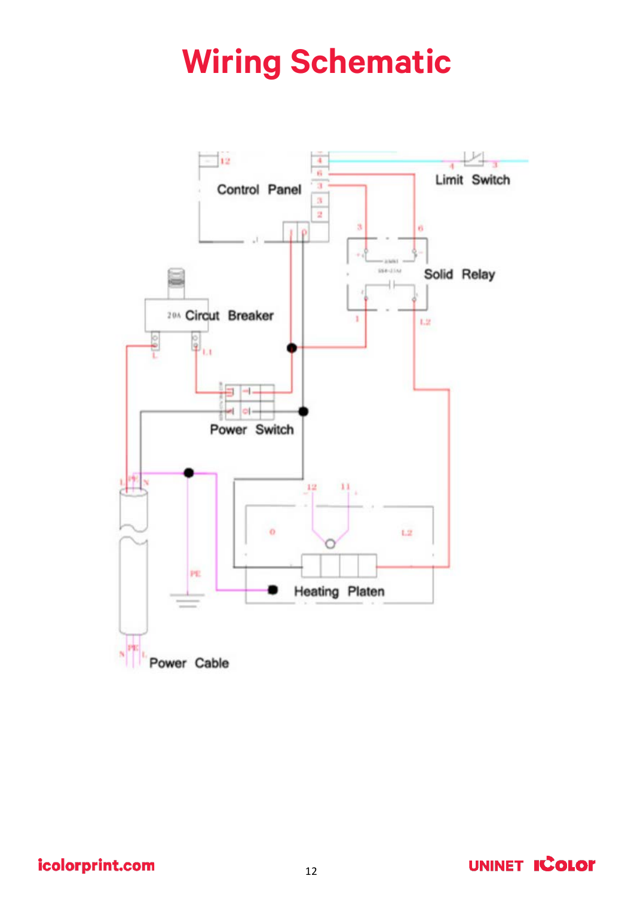# Wiring Schematic

Control Panel

Limit Switch

Solid Relay

20A Circut Breaker

Power Switch

Heating Platen

Power Cable